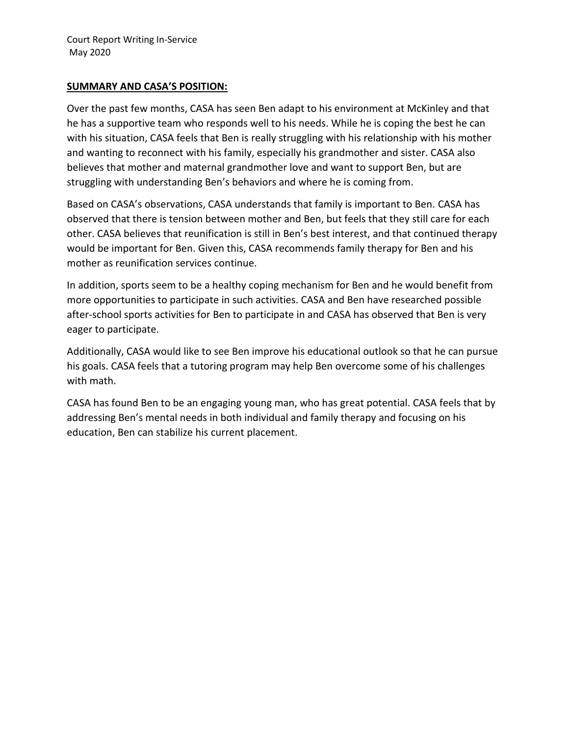Court Report Writing In-Service
May 2020

**SUMMARY AND CASA'S POSITION:**

Over the past few months, CASA has seen Ben adapt to his environment at McKinley and that he has a supportive team who responds well to his needs. While he is coping the best he can with his situation, CASA feels that Ben is really struggling with his relationship with his mother and wanting to reconnect with his family, especially his grandmother and sister. CASA also believes that mother and maternal grandmother love and want to support Ben, but are struggling with understanding Ben's behaviors and where he is coming from.

Based on CASA's observations, CASA understands that family is important to Ben. CASA has observed that there is tension between mother and Ben, but feels that they still care for each other. CASA believes that reunification is still in Ben's best interest, and that continued therapy would be important for Ben. Given this, CASA recommends family therapy for Ben and his mother as reunification services continue.

In addition, sports seem to be a healthy coping mechanism for Ben and he would benefit from more opportunities to participate in such activities. CASA and Ben have researched possible after-school sports activities for Ben to participate in and CASA has observed that Ben is very eager to participate.

Additionally, CASA would like to see Ben improve his educational outlook so that he can pursue his goals. CASA feels that a tutoring program may help Ben overcome some of his challenges with math.

CASA has found Ben to be an engaging young man, who has great potential. CASA feels that by addressing Ben's mental needs in both individual and family therapy and focusing on his education, Ben can stabilize his current placement.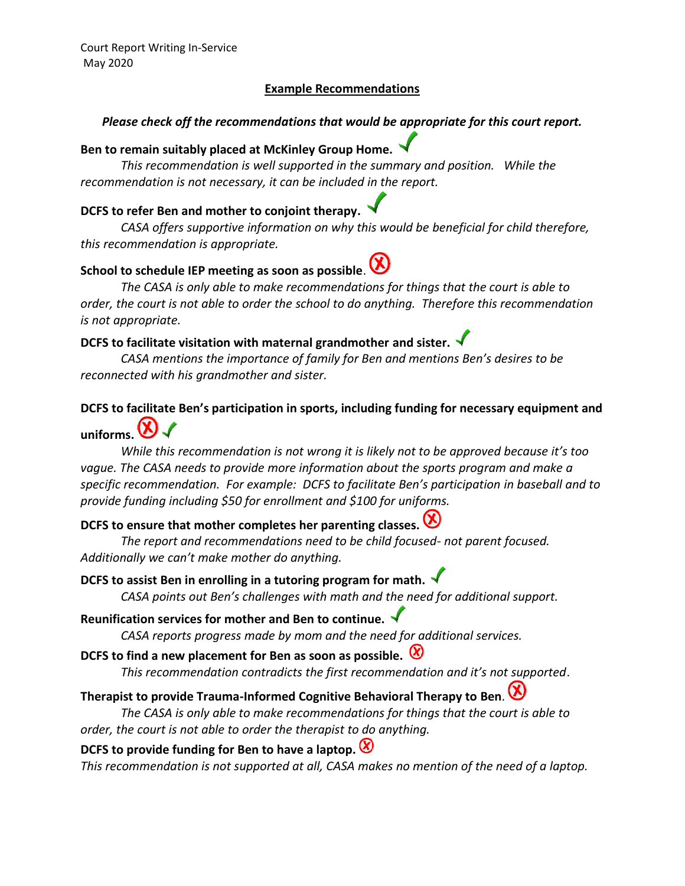Court Report Writing In-Service
May 2020

## Example Recommendations

***Please check off the recommendations that would be appropriate for this court report.***

**Ben to remain suitably placed at McKinley Group Home.** ✓

*This recommendation is well supported in the summary and position. While the recommendation is not necessary, it can be included in the report.*

**DCFS to refer Ben and mother to conjoint therapy.** ✓

*CASA offers supportive information on why this would be beneficial for child therefore, this recommendation is appropriate.*

**School to schedule IEP meeting as soon as possible.** ⊗

*The CASA is only able to make recommendations for things that the court is able to order, the court is not able to order the school to do anything. Therefore this recommendation is not appropriate.*

**DCFS to facilitate visitation with maternal grandmother and sister.** ✓

*CASA mentions the importance of family for Ben and mentions Ben's desires to be reconnected with his grandmother and sister.*

**DCFS to facilitate Ben's participation in sports, including funding for necessary equipment and uniforms.** ⊗ ✓

*While this recommendation is not wrong it is likely not to be approved because it's too vague. The CASA needs to provide more information about the sports program and make a specific recommendation. For example: DCFS to facilitate Ben's participation in baseball and to provide funding including $50 for enrollment and $100 for uniforms.*

**DCFS to ensure that mother completes her parenting classes.** ⊗

*The report and recommendations need to be child focused- not parent focused. Additionally we can't make mother do anything.*

**DCFS to assist Ben in enrolling in a tutoring program for math.** ✓

*CASA points out Ben's challenges with math and the need for additional support.*

**Reunification services for mother and Ben to continue.** ✓

*CASA reports progress made by mom and the need for additional services.*

**DCFS to find a new placement for Ben as soon as possible.** ⊗

*This recommendation contradicts the first recommendation and it's not supported.*

**Therapist to provide Trauma-Informed Cognitive Behavioral Therapy to Ben.** ⊗

*The CASA is only able to make recommendations for things that the court is able to order, the court is not able to order the therapist to do anything.*

**DCFS to provide funding for Ben to have a laptop.** ⊗

*This recommendation is not supported at all, CASA makes no mention of the need of a laptop.*